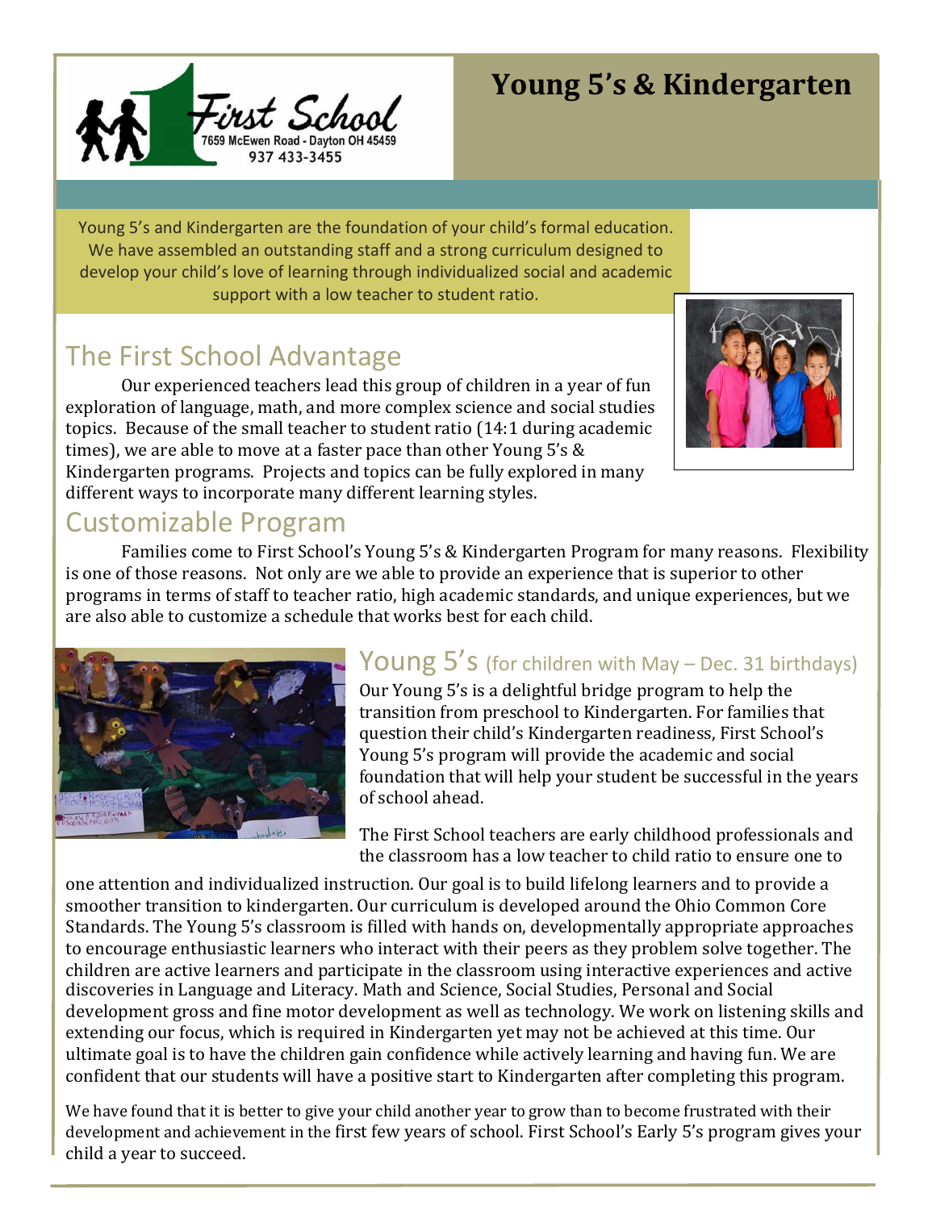First School
7659 McEwen Road - Dayton OH 45459
937 433-3455

# Young 5's & Kindergarten

Young 5's and Kindergarten are the foundation of your child's formal education. We have assembled an outstanding staff and a strong curriculum designed to develop your child's love of learning through individualized social and academic support with a low teacher to student ratio.

## The First School Advantage

Our experienced teachers lead this group of children in a year of fun exploration of language, math, and more complex science and social studies topics. Because of the small teacher to student ratio (14:1 during academic times), we are able to move at a faster pace than other Young 5's & Kindergarten programs. Projects and topics can be fully explored in many different ways to incorporate many different learning styles.

## Customizable Program

Families come to First School's Young 5's & Kindergarten Program for many reasons. Flexibility is one of those reasons. Not only are we able to provide an experience that is superior to other programs in terms of staff to teacher ratio, high academic standards, and unique experiences, but we are also able to customize a schedule that works best for each child.

## Young 5's (for children with May – Dec. 31 birthdays)

Our Young 5's is a delightful bridge program to help the transition from preschool to Kindergarten. For families that question their child's Kindergarten readiness, First School's Young 5's program will provide the academic and social foundation that will help your student be successful in the years of school ahead.

The First School teachers are early childhood professionals and the classroom has a low teacher to child ratio to ensure one to one attention and individualized instruction. Our goal is to build lifelong learners and to provide a smoother transition to kindergarten. Our curriculum is developed around the Ohio Common Core Standards. The Young 5's classroom is filled with hands on, developmentally appropriate approaches to encourage enthusiastic learners who interact with their peers as they problem solve together. The children are active learners and participate in the classroom using interactive experiences and active discoveries in Language and Literacy. Math and Science, Social Studies, Personal and Social development gross and fine motor development as well as technology. We work on listening skills and extending our focus, which is required in Kindergarten yet may not be achieved at this time. Our ultimate goal is to have the children gain confidence while actively learning and having fun. We are confident that our students will have a positive start to Kindergarten after completing this program.

We have found that it is better to give your child another year to grow than to become frustrated with their development and achievement in the first few years of school. First School's Early 5's program gives your child a year to succeed.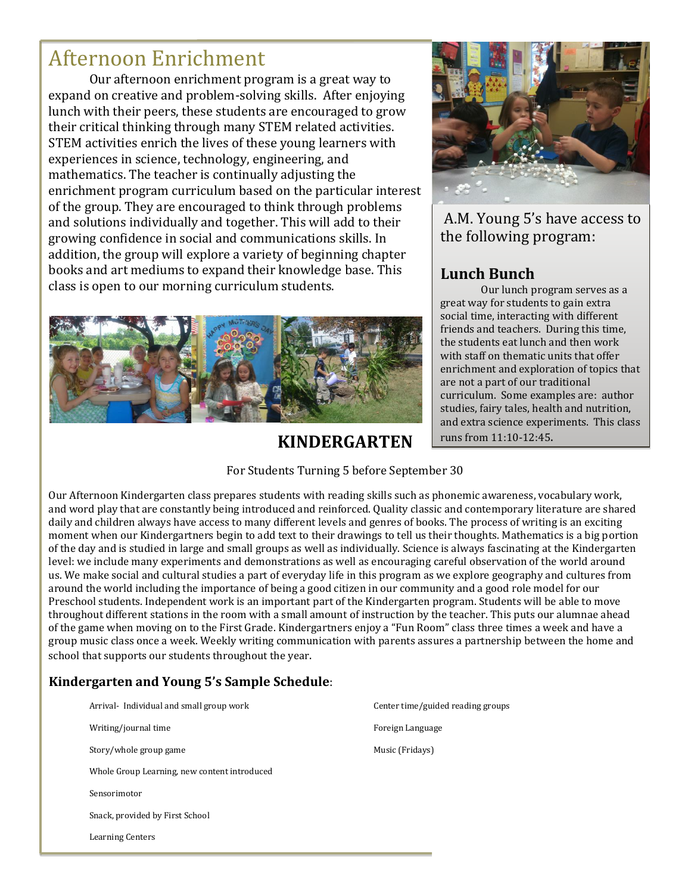# Afternoon Enrichment

Our afternoon enrichment program is a great way to expand on creative and problem-solving skills. After enjoying lunch with their peers, these students are encouraged to grow their critical thinking through many STEM related activities. STEM activities enrich the lives of these young learners with experiences in science, technology, engineering, and mathematics. The teacher is continually adjusting the enrichment program curriculum based on the particular interest of the group. They are encouraged to think through problems and solutions individually and together. This will add to their growing confidence in social and communications skills. In addition, the group will explore a variety of beginning chapter books and art mediums to expand their knowledge base. This class is open to our morning curriculum students.

A.M. Young 5's have access to the following program:

### Lunch Bunch

Our lunch program serves as a great way for students to gain extra social time, interacting with different friends and teachers. During this time, the students eat lunch and then work with staff on thematic units that offer enrichment and exploration of topics that are not a part of our traditional curriculum. Some examples are: author studies, fairy tales, health and nutrition, and extra science experiments. This class runs from 11:10-12:45.

## KINDERGARTEN

For Students Turning 5 before September 30

Our Afternoon Kindergarten class prepares students with reading skills such as phonemic awareness, vocabulary work, and word play that are constantly being introduced and reinforced. Quality classic and contemporary literature are shared daily and children always have access to many different levels and genres of books. The process of writing is an exciting moment when our Kindergartners begin to add text to their drawings to tell us their thoughts. Mathematics is a big portion of the day and is studied in large and small groups as well as individually. Science is always fascinating at the Kindergarten level: we include many experiments and demonstrations as well as encouraging careful observation of the world around us. We make social and cultural studies a part of everyday life in this program as we explore geography and cultures from around the world including the importance of being a good citizen in our community and a good role model for our Preschool students. Independent work is an important part of the Kindergarten program. Students will be able to move throughout different stations in the room with a small amount of instruction by the teacher. This puts our alumnae ahead of the game when moving on to the First Grade. Kindergartners enjoy a "Fun Room" class three times a week and have a group music class once a week. Weekly writing communication with parents assures a partnership between the home and school that supports our students throughout the year.

### Kindergarten and Young 5's Sample Schedule:

Arrival- Individual and small group work

Writing/journal time

Story/whole group game

Whole Group Learning, new content introduced

Sensorimotor

Snack, provided by First School

Learning Centers

Center time/guided reading groups

Foreign Language

Music (Fridays)